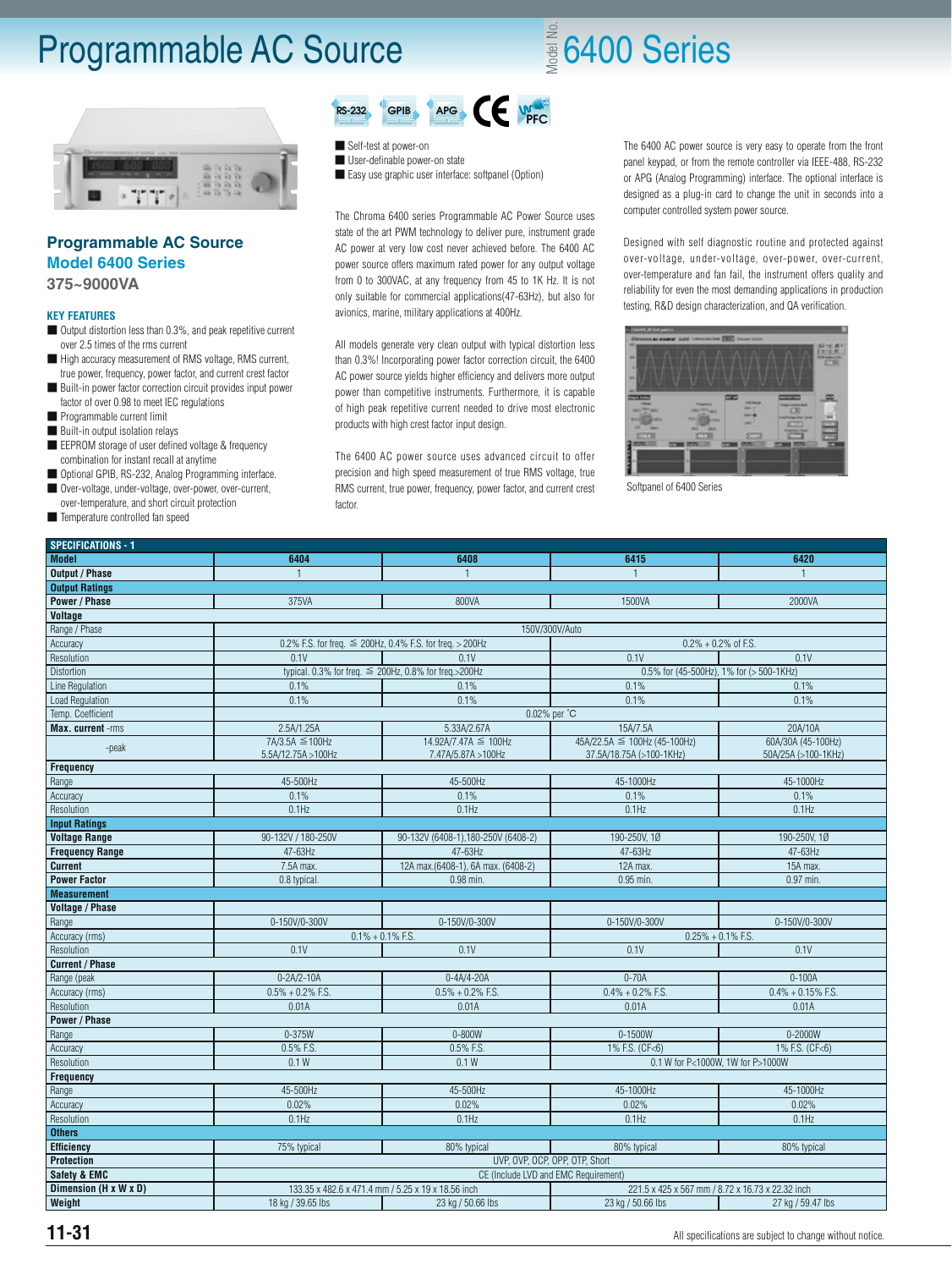# Programmable AC Source

Model No. 6400 Series

RS-232 GPIB APG CE PFC

## Programmable AC Source
## Model 6400 Series
### 375~9000VA

**KEY FEATURES**

- Output distortion less than 0.3%, and peak repetitive current over 2.5 times of the rms current
- High accuracy measurement of RMS voltage, RMS current, true power, frequency, power factor, and current crest factor
- Built-in power factor correction circuit provides input power factor of over 0.98 to meet IEC regulations
- Programmable current limit
- Built-in output isolation relays
- EEPROM storage of user defined voltage & frequency combination for instant recall at anytime
- Optional GPIB, RS-232, Analog Programming interface.
- Over-voltage, under-voltage, over-power, over-current, over-temperature, and short circuit protection
- Temperature controlled fan speed

- Self-test at power-on
- User-definable power-on state
- Easy use graphic user interface: softpanel (Option)

The Chroma 6400 series Programmable AC Power Source uses state of the art PWM technology to deliver pure, instrument grade AC power at very low cost never achieved before. The 6400 AC power source offers maximum rated power for any output voltage from 0 to 300VAC, at any frequency from 45 to 1K Hz. It is not only suitable for commercial applications(47-63Hz), but also for avionics, marine, military applications at 400Hz.

All models generate very clean output with typical distortion less than 0.3%! Incorporating power factor correction circuit, the 6400 AC power source yields higher efficiency and delivers more output power than competitive instruments. Furthermore, it is capable of high peak repetitive current needed to drive most electronic products with high crest factor input design.

The 6400 AC power source uses advanced circuit to offer precision and high speed measurement of true RMS voltage, true RMS current, true power, frequency, power factor, and current crest factor.

The 6400 AC power source is very easy to operate from the front panel keypad, or from the remote controller via IEEE-488, RS-232 or APG (Analog Programming) interface. The optional interface is designed as a plug-in card to change the unit in seconds into a computer controlled system power source.

Designed with self diagnostic routine and protected against over-voltage, under-voltage, over-power, over-current, over-temperature and fan fail, the instrument offers quality and reliability for even the most demanding applications in production testing, R&D design characterization, and QA verification.

Softpanel of 6400 Series

| SPECIFICATIONS - 1 | | | | |
|---|---|---|---|---|
| **Model** | **6404** | **6408** | **6415** | **6420** |
| **Output / Phase** | 1 | 1 | 1 | 1 |
| **Output Ratings** | | | | |
| **Power / Phase** | 375VA | 800VA | 1500VA | 2000VA |
| **Voltage** | | | | |
| Range / Phase | 150V/300V/Auto | | | |
| Accuracy | 0.2% F.S. for freq. ≦ 200Hz, 0.4% F.S. for freq. > 200Hz | | 0.2% + 0.2% of F.S. | |
| Resolution | 0.1V | 0.1V | 0.1V | 0.1V |
| Distortion | typical. 0.3% for freq. ≦ 200Hz, 0.8% for freq.>200Hz | | 0.5% for (45-500Hz), 1% for (> 500-1KHz) | |
| Line Regulation | 0.1% | 0.1% | 0.1% | 0.1% |
| Load Regulation | 0.1% | 0.1% | 0.1% | 0.1% |
| Temp. Coefficient | 0.02% per °C | | | |
| **Max. current** -rms | 2.5A/1.25A | 5.33A/2.67A | 15A/7.5A | 20A/10A |
| -peak | 7A/3.5A ≦100Hz 5.5A/12.75A >100Hz | 14.92A/7.47A ≦ 100Hz 7.47A/5.87A >100Hz | 45A/22.5A ≦ 100Hz (45-100Hz) 37.5A/18.75A (>100-1KHz) | 60A/30A (45-100Hz) 50A/25A (>100-1KHz) |
| **Frequency** | | | | |
| Range | 45-500Hz | 45-500Hz | 45-1000Hz | 45-1000Hz |
| Accuracy | 0.1% | 0.1% | 0.1% | 0.1% |
| Resolution | 0.1Hz | 0.1Hz | 0.1Hz | 0.1Hz |
| **Input Ratings** | | | | |
| **Voltage Range** | 90-132V / 180-250V | 90-132V (6408-1),180-250V (6408-2) | 190-250V, 1Ø | 190-250V, 1Ø |
| **Frequency Range** | 47-63Hz | 47-63Hz | 47-63Hz | 47-63Hz |
| **Current** | 7.5A max. | 12A max.(6408-1), 6A max. (6408-2) | 12A max. | 15A max. |
| **Power Factor** | 0.8 typical. | 0.98 min. | 0.95 min. | 0.97 min. |
| **Measurement** | | | | |
| **Voltage / Phase** | | | | |
| Range | 0-150V/0-300V | 0-150V/0-300V | 0-150V/0-300V | 0-150V/0-300V |
| Accuracy (rms) | 0.1% + 0.1% F.S. | | 0.25% + 0.1% F.S. | |
| Resolution | 0.1V | 0.1V | 0.1V | 0.1V |
| **Current / Phase** | | | | |
| Range (peak | 0-2A/2-10A | 0-4A/4-20A | 0-70A | 0-100A |
| Accuracy (rms) | 0.5% + 0.2% F.S. | 0.5% + 0.2% F.S. | 0.4% + 0.2% F.S. | 0.4% + 0.15% F.S. |
| Resolution | 0.01A | 0.01A | 0.01A | 0.01A |
| **Power / Phase** | | | | |
| Range | 0-375W | 0-800W | 0-1500W | 0-2000W |
| Accuracy | 0.5% F.S. | 0.5% F.S. | 1% F.S. (CF<6) | 1% F.S. (CF<6) |
| Resolution | 0.1 W | 0.1 W | 0.1 W for P<1000W, 1W for P>1000W | |
| **Frequency** | | | | |
| Range | 45-500Hz | 45-500Hz | 45-1000Hz | 45-1000Hz |
| Accuracy | 0.02% | 0.02% | 0.02% | 0.02% |
| Resolution | 0.1Hz | 0.1Hz | 0.1Hz | 0.1Hz |
| **Others** | | | | |
| **Efficiency** | 75% typical | 80% typical | 80% typical | 80% typical |
| **Protection** | UVP, OVP, OCP, OPP, OTP, Short | | | |
| **Safety & EMC** | CE (Include LVD and EMC Requirement) | | | |
| **Dimension (H x W x D)** | 133.35 x 482.6 x 471.4 mm / 5.25 x 19 x 18.56 inch | | 221.5 x 425 x 567 mm / 8.72 x 16.73 x 22.32 inch | |
| **Weight** | 18 kg / 39.65 lbs | 23 kg / 50.66 lbs | 23 kg / 50.66 lbs | 27 kg / 59.47 lbs |

All specifications are subject to change without notice.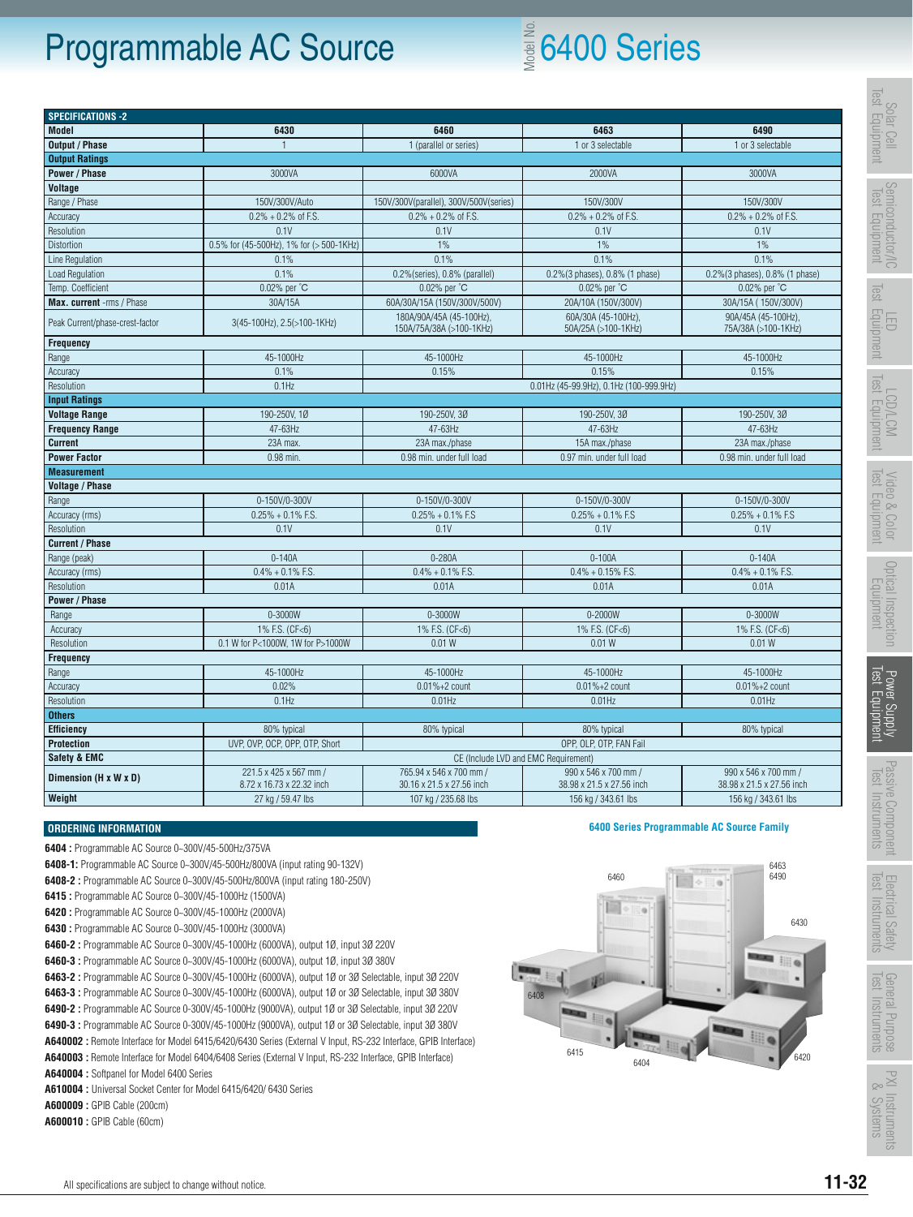# Programmable AC Source

Model No. 6400 Series

| SPECIFICATIONS -2 | | | | |
|---|---|---|---|---|
| **Model** | **6430** | **6460** | **6463** | **6490** |
| **Output / Phase** | 1 | 1 (parallel or series) | 1 or 3 selectable | 1 or 3 selectable |
| **Output Ratings** | | | | |
| **Power / Phase** | 3000VA | 6000VA | 2000VA | 3000VA |
| **Voltage** | | | | |
| Range / Phase | 150V/300V/Auto | 150V/300V(parallel), 300V/500V(series) | 150V/300V | 150V/300V |
| Accuracy | 0.2% + 0.2% of F.S. | 0.2% + 0.2% of F.S. | 0.2% + 0.2% of F.S. | 0.2% + 0.2% of F.S. |
| Resolution | 0.1V | 0.1V | 0.1V | 0.1V |
| Distortion | 0.5% for (45-500Hz), 1% for (> 500-1KHz) | 1% | 1% | 1% |
| Line Regulation | 0.1% | 0.1% | 0.1% | 0.1% |
| Load Regulation | 0.1% | 0.2%(series), 0.8% (parallel) | 0.2%(3 phases), 0.8% (1 phase) | 0.2%(3 phases), 0.8% (1 phase) |
| Temp. Coefficient | 0.02% per ℃ | 0.02% per ℃ | 0.02% per ℃ | 0.02% per ℃ |
| **Max. current** -rms / Phase | 30A/15A | 60A/30A/15A (150V/300V/500V) | 20A/10A (150V/300V) | 30A/15A ( 150V/300V) |
| Peak Current/phase-crest-factor | 3(45-100Hz), 2.5(>100-1KHz) | 180A/90A/45A (45-100Hz), 150A/75A/38A (>100-1KHz) | 60A/30A (45-100Hz), 50A/25A (>100-1KHz) | 90A/45A (45-100Hz), 75A/38A (>100-1KHz) |
| **Frequency** | | | | |
| Range | 45-1000Hz | 45-1000Hz | 45-1000Hz | 45-1000Hz |
| Accuracy | 0.1% | 0.15% | 0.15% | 0.15% |
| Resolution | 0.1Hz | 0.01Hz (45-99.9Hz), 0.1Hz (100-999.9Hz) | | |
| **Input Ratings** | | | | |
| **Voltage Range** | 190-250V, 1Ø | 190-250V, 3Ø | 190-250V, 3Ø | 190-250V, 3Ø |
| **Frequency Range** | 47-63Hz | 47-63Hz | 47-63Hz | 47-63Hz |
| **Current** | 23A max. | 23A max./phase | 15A max./phase | 23A max./phase |
| **Power Factor** | 0.98 min. | 0.98 min. under full load | 0.97 min. under full load | 0.98 min. under full load |
| **Measurement** | | | | |
| **Voltage / Phase** | | | | |
| Range | 0-150V/0-300V | 0-150V/0-300V | 0-150V/0-300V | 0-150V/0-300V |
| Accuracy (rms) | 0.25% + 0.1% F.S. | 0.25% + 0.1% F.S | 0.25% + 0.1% F.S | 0.25% + 0.1% F.S |
| Resolution | 0.1V | 0.1V | 0.1V | 0.1V |
| **Current / Phase** | | | | |
| Range (peak) | 0-140A | 0-280A | 0-100A | 0-140A |
| Accuracy (rms) | 0.4% + 0.1% F.S. | 0.4% + 0.1% F.S. | 0.4% + 0.15% F.S. | 0.4% + 0.1% F.S. |
| Resolution | 0.01A | 0.01A | 0.01A | 0.01A |
| **Power / Phase** | | | | |
| Range | 0-3000W | 0-3000W | 0-2000W | 0-3000W |
| Accuracy | 1% F.S. (CF<6) | 1% F.S. (CF<6) | 1% F.S. (CF<6) | 1% F.S. (CF<6) |
| Resolution | 0.1 W for P<1000W, 1W for P>1000W | 0.01 W | 0.01 W | 0.01 W |
| **Frequency** | | | | |
| Range | 45-1000Hz | 45-1000Hz | 45-1000Hz | 45-1000Hz |
| Accuracy | 0.02% | 0.01%+2 count | 0.01%+2 count | 0.01%+2 count |
| Resolution | 0.1Hz | 0.01Hz | 0.01Hz | 0.01Hz |
| **Others** | | | | |
| **Efficiency** | 80% typical | 80% typical | 80% typical | 80% typical |
| **Protection** | UVP, OVP, OCP, OPP, OTP, Short | OPP, OLP, OTP, FAN Fail | | |
| **Safety & EMC** | CE (Include LVD and EMC Requirement) | | | |
| **Dimension (H x W x D)** | 221.5 x 425 x 567 mm / 8.72 x 16.73 x 22.32 inch | 765.94 x 546 x 700 mm / 30.16 x 21.5 x 27.56 inch | 990 x 546 x 700 mm / 38.98 x 21.5 x 27.56 inch | 990 x 546 x 700 mm / 38.98 x 21.5 x 27.56 inch |
| **Weight** | 27 kg / 59.47 lbs | 107 kg / 235.68 lbs | 156 kg / 343.61 lbs | 156 kg / 343.61 lbs |

## ORDERING INFORMATION

**6404 :** Programmable AC Source 0~300V/45-500Hz/375VA
**6408-1:** Programmable AC Source 0~300V/45-500Hz/800VA (input rating 90-132V)
**6408-2 :** Programmable AC Source 0~300V/45-500Hz/800VA (input rating 180-250V)
**6415 :** Programmable AC Source 0~300V/45-1000Hz (1500VA)
**6420 :** Programmable AC Source 0~300V/45-1000Hz (2000VA)
**6430 :** Programmable AC Source 0~300V/45-1000Hz (3000VA)
**6460-2 :** Programmable AC Source 0~300V/45-1000Hz (6000VA), output 1Ø, input 3Ø 220V
**6460-3 :** Programmable AC Source 0~300V/45-1000Hz (6000VA), output 1Ø, input 3Ø 380V
**6463-2 :** Programmable AC Source 0~300V/45-1000Hz (6000VA), output 1Ø or 3Ø Selectable, input 3Ø 220V
**6463-3 :** Programmable AC Source 0~300V/45-1000Hz (6000VA), output 1Ø or 3Ø Selectable, input 3Ø 380V
**6490-2 :** Programmable AC Source 0~300V/45-1000Hz (9000VA), output 1Ø or 3Ø Selectable, input 3Ø 220V
**6490-3 :** Programmable AC Source 0-300V/45-1000Hz (9000VA), output 1Ø or 3Ø Selectable, input 3Ø 380V
**A640002 :** Remote Interface for Model 6415/6420/6430 Series (External V Input, RS-232 Interface, GPIB Interface)
**A640003 :** Remote Interface for Model 6404/6408 Series (External V Input, RS-232 Interface, GPIB Interface)
**A640004 :** Softpanel for Model 6400 Series
**A610004 :** Universal Socket Center for Model 6415/6420/ 6430 Series
**A600009 :** GPIB Cable (200cm)
**A600010 :** GPIB Cable (60cm)

**6400 Series Programmable AC Source Family**

6460
6463
6490
6430
6408
6415
6404
6420

All specifications are subject to change without notice.